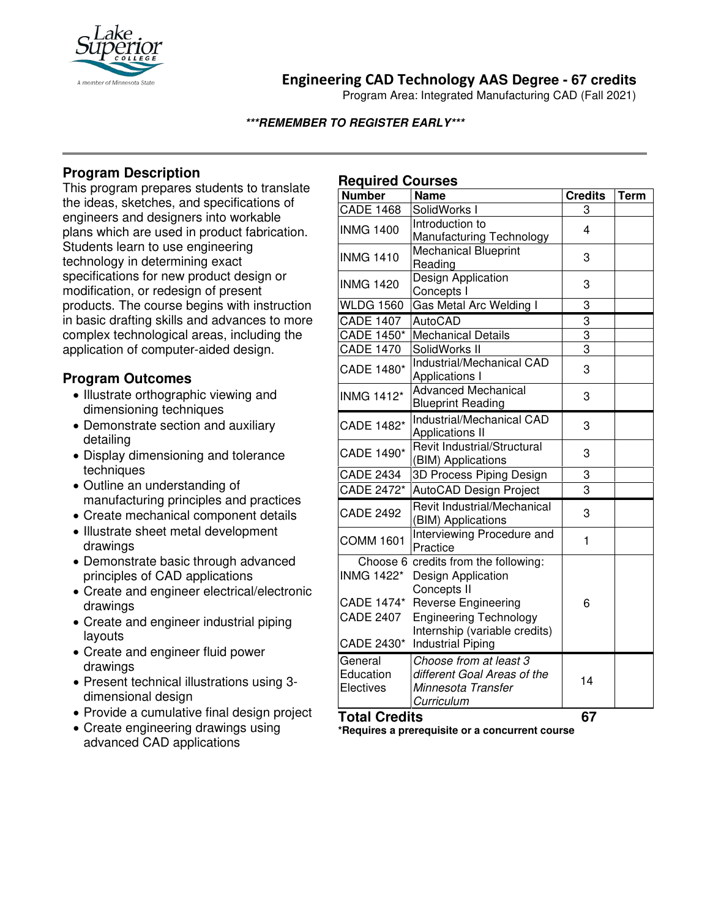# Engineering CAD Technology AAS Degree - 67 credits

Program Area: Integrated Manufacturing CAD (Fall 2021)

***REMEMBER TO REGISTER EARLY***

## Program Description

This program prepares students to translate the ideas, sketches, and specifications of engineers and designers into workable plans which are used in product fabrication. Students learn to use engineering technology in determining exact specifications for new product design or modification, or redesign of present products. The course begins with instruction in basic drafting skills and advances to more complex technological areas, including the application of computer-aided design.

## Program Outcomes

- Illustrate orthographic viewing and dimensioning techniques
- Demonstrate section and auxiliary detailing
- Display dimensioning and tolerance techniques
- Outline an understanding of manufacturing principles and practices
- Create mechanical component details
- Illustrate sheet metal development drawings
- Demonstrate basic through advanced principles of CAD applications
- Create and engineer electrical/electronic drawings
- Create and engineer industrial piping layouts
- Create and engineer fluid power drawings
- Present technical illustrations using 3-dimensional design
- Provide a cumulative final design project
- Create engineering drawings using advanced CAD applications

## Required Courses

| Number | Name | Credits | Term |
|---|---|---|---|
| CADE 1468 | SolidWorks I | 3 | |
| INMG 1400 | Introduction to Manufacturing Technology | 4 | |
| INMG 1410 | Mechanical Blueprint Reading | 3 | |
| INMG 1420 | Design Application Concepts I | 3 | |
| WLDG 1560 | Gas Metal Arc Welding I | 3 | |
| CADE 1407 | AutoCAD | 3 | |
| CADE 1450* | Mechanical Details | 3 | |
| CADE 1470 | SolidWorks II | 3 | |
| CADE 1480* | Industrial/Mechanical CAD Applications I | 3 | |
| INMG 1412* | Advanced Mechanical Blueprint Reading | 3 | |
| CADE 1482* | Industrial/Mechanical CAD Applications II | 3 | |
| CADE 1490* | Revit Industrial/Structural (BIM) Applications | 3 | |
| CADE 2434 | 3D Process Piping Design | 3 | |
| CADE 2472* | AutoCAD Design Project | 3 | |
| CADE 2492 | Revit Industrial/Mechanical (BIM) Applications | 3 | |
| COMM 1601 | Interviewing Procedure and Practice | 1 | |
| Choose 6 credits from the following:<br>INMG 1422*<br>CADE 1474*<br>CADE 2407<br><br>CADE 2430* | <br>Design Application Concepts II<br>Reverse Engineering<br>Engineering Technology Internship (variable credits)<br>Industrial Piping | 6 | |
| General Education Electives | *Choose from at least 3 different Goal Areas of the Minnesota Transfer Curriculum* | 14 | |
| **Total Credits** | | **67** | |

**\*Requires a prerequisite or a concurrent course**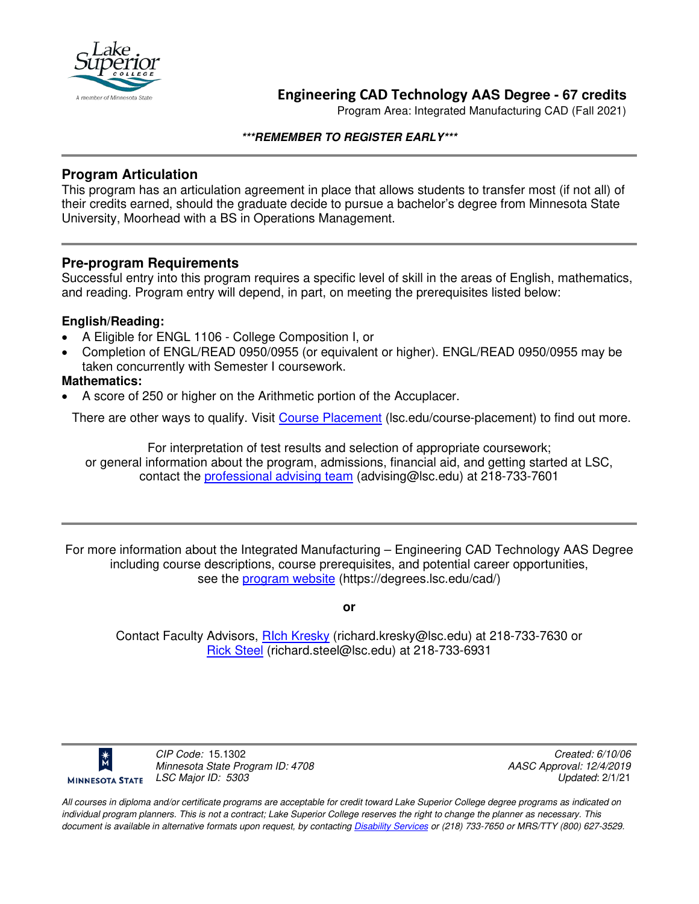## Engineering CAD Technology AAS Degree - 67 credits

Program Area: Integrated Manufacturing CAD (Fall 2021)

***REMEMBER TO REGISTER EARLY***

### Program Articulation

This program has an articulation agreement in place that allows students to transfer most (if not all) of their credits earned, should the graduate decide to pursue a bachelor's degree from Minnesota State University, Moorhead with a BS in Operations Management.

### Pre-program Requirements

Successful entry into this program requires a specific level of skill in the areas of English, mathematics, and reading. Program entry will depend, in part, on meeting the prerequisites listed below:

**English/Reading:**

- A Eligible for ENGL 1106 - College Composition I, or
- Completion of ENGL/READ 0950/0955 (or equivalent or higher). ENGL/READ 0950/0955 may be taken concurrently with Semester I coursework.

**Mathematics:**

- A score of 250 or higher on the Arithmetic portion of the Accuplacer.

There are other ways to qualify. Visit Course Placement (lsc.edu/course-placement) to find out more.

For interpretation of test results and selection of appropriate coursework;
or general information about the program, admissions, financial aid, and getting started at LSC, contact the professional advising team (advising@lsc.edu) at 218-733-7601

For more information about the Integrated Manufacturing – Engineering CAD Technology AAS Degree including course descriptions, course prerequisites, and potential career opportunities, see the program website (https://degrees.lsc.edu/cad/)

**or**

Contact Faculty Advisors, RIch Kresky (richard.kresky@lsc.edu) at 218-733-7630 or Rick Steel (richard.steel@lsc.edu) at 218-733-6931

*CIP Code:* 15.1302
*Minnesota State Program ID: 4708*
*LSC Major ID: 5303*

*Created: 6/10/06*
*AASC Approval: 12/4/2019*
*Updated*: 2/1/21

*All courses in diploma and/or certificate programs are acceptable for credit toward Lake Superior College degree programs as indicated on individual program planners. This is not a contract; Lake Superior College reserves the right to change the planner as necessary. This document is available in alternative formats upon request, by contacting Disability Services or (218) 733-7650 or MRS/TTY (800) 627-3529.*